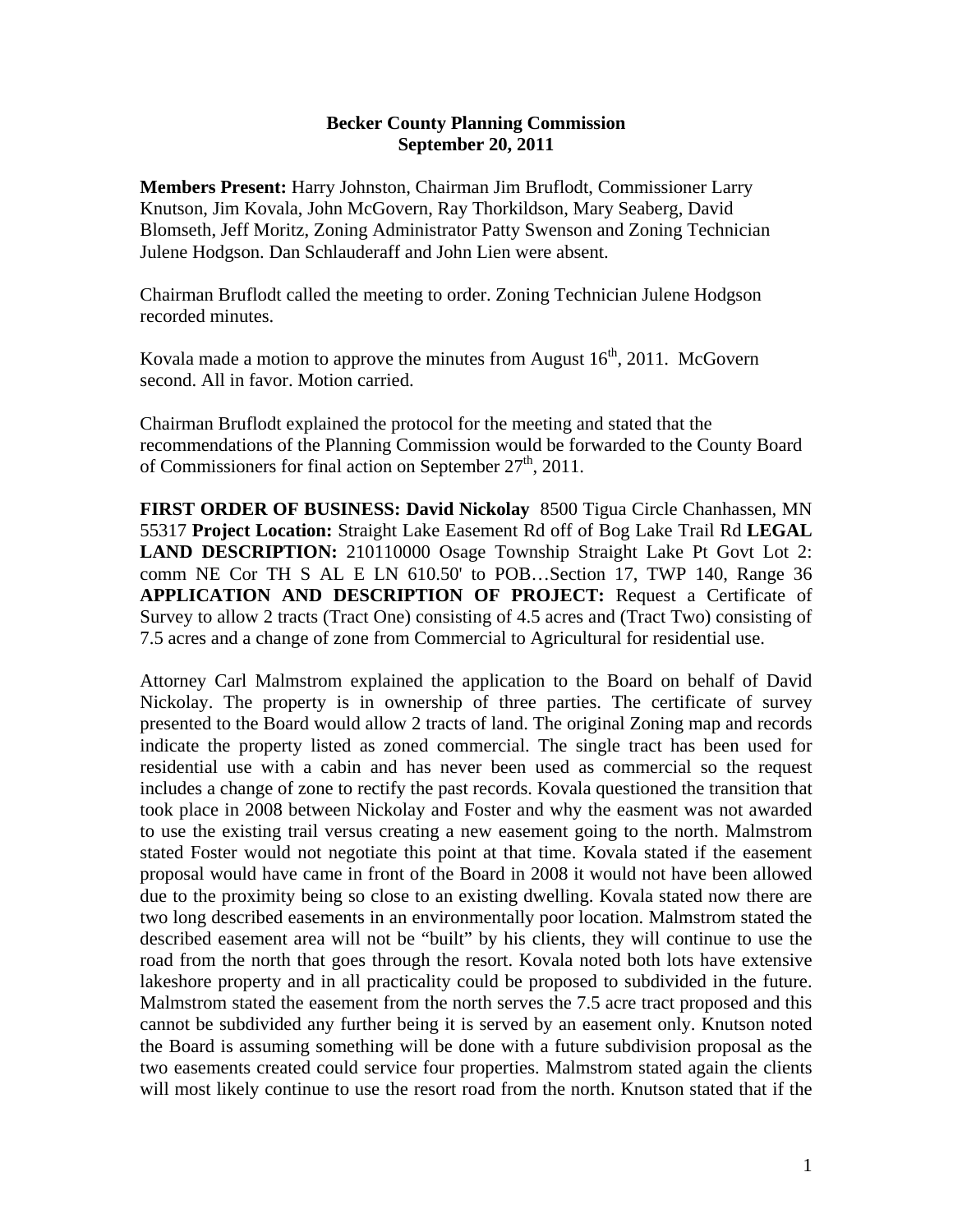**Becker County Planning Commission**
**September 20, 2011**

**Members Present:** Harry Johnston, Chairman Jim Bruflodt, Commissioner Larry Knutson, Jim Kovala, John McGovern, Ray Thorkildson, Mary Seaberg, David Blomseth, Jeff Moritz, Zoning Administrator Patty Swenson and Zoning Technician Julene Hodgson. Dan Schlauderaff and John Lien were absent.

Chairman Bruflodt called the meeting to order. Zoning Technician Julene Hodgson recorded minutes.

Kovala made a motion to approve the minutes from August 16th, 2011. McGovern second. All in favor. Motion carried.

Chairman Bruflodt explained the protocol for the meeting and stated that the recommendations of the Planning Commission would be forwarded to the County Board of Commissioners for final action on September 27th, 2011.

**FIRST ORDER OF BUSINESS: David Nickolay** 8500 Tigua Circle Chanhassen, MN 55317 **Project Location:** Straight Lake Easement Rd off of Bog Lake Trail Rd **LEGAL LAND DESCRIPTION:** 210110000 Osage Township Straight Lake Pt Govt Lot 2: comm NE Cor TH S AL E LN 610.50' to POB…Section 17, TWP 140, Range 36 **APPLICATION AND DESCRIPTION OF PROJECT:** Request a Certificate of Survey to allow 2 tracts (Tract One) consisting of 4.5 acres and (Tract Two) consisting of 7.5 acres and a change of zone from Commercial to Agricultural for residential use.

Attorney Carl Malmstrom explained the application to the Board on behalf of David Nickolay. The property is in ownership of three parties. The certificate of survey presented to the Board would allow 2 tracts of land. The original Zoning map and records indicate the property listed as zoned commercial. The single tract has been used for residential use with a cabin and has never been used as commercial so the request includes a change of zone to rectify the past records. Kovala questioned the transition that took place in 2008 between Nickolay and Foster and why the easment was not awarded to use the existing trail versus creating a new easement going to the north. Malmstrom stated Foster would not negotiate this point at that time. Kovala stated if the easement proposal would have came in front of the Board in 2008 it would not have been allowed due to the proximity being so close to an existing dwelling. Kovala stated now there are two long described easements in an environmentally poor location. Malmstrom stated the described easement area will not be "built" by his clients, they will continue to use the road from the north that goes through the resort. Kovala noted both lots have extensive lakeshore property and in all practicality could be proposed to subdivided in the future. Malmstrom stated the easement from the north serves the 7.5 acre tract proposed and this cannot be subdivided any further being it is served by an easement only. Knutson noted the Board is assuming something will be done with a future subdivision proposal as the two easements created could service four properties. Malmstrom stated again the clients will most likely continue to use the resort road from the north. Knutson stated that if the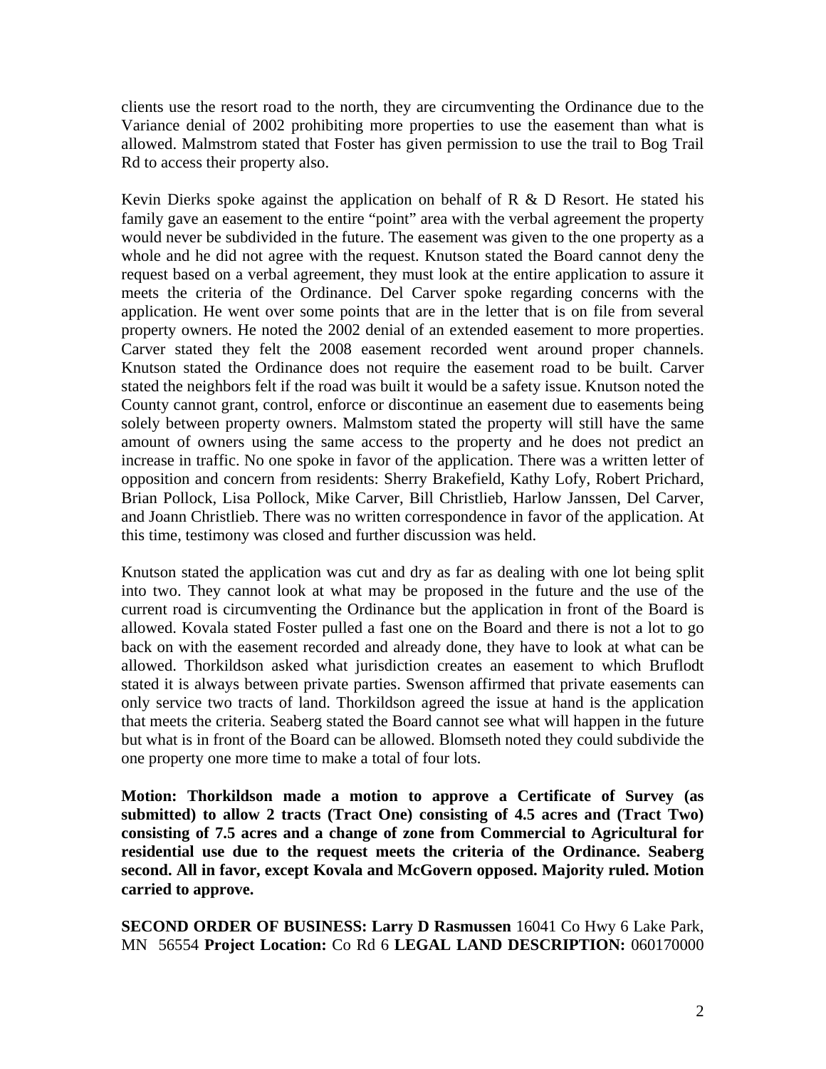clients use the resort road to the north, they are circumventing the Ordinance due to the Variance denial of 2002 prohibiting more properties to use the easement than what is allowed. Malmstrom stated that Foster has given permission to use the trail to Bog Trail Rd to access their property also.

Kevin Dierks spoke against the application on behalf of R & D Resort. He stated his family gave an easement to the entire "point" area with the verbal agreement the property would never be subdivided in the future. The easement was given to the one property as a whole and he did not agree with the request. Knutson stated the Board cannot deny the request based on a verbal agreement, they must look at the entire application to assure it meets the criteria of the Ordinance. Del Carver spoke regarding concerns with the application. He went over some points that are in the letter that is on file from several property owners. He noted the 2002 denial of an extended easement to more properties. Carver stated they felt the 2008 easement recorded went around proper channels. Knutson stated the Ordinance does not require the easement road to be built. Carver stated the neighbors felt if the road was built it would be a safety issue. Knutson noted the County cannot grant, control, enforce or discontinue an easement due to easements being solely between property owners. Malmstom stated the property will still have the same amount of owners using the same access to the property and he does not predict an increase in traffic. No one spoke in favor of the application. There was a written letter of opposition and concern from residents: Sherry Brakefield, Kathy Lofy, Robert Prichard, Brian Pollock, Lisa Pollock, Mike Carver, Bill Christlieb, Harlow Janssen, Del Carver, and Joann Christlieb. There was no written correspondence in favor of the application. At this time, testimony was closed and further discussion was held.

Knutson stated the application was cut and dry as far as dealing with one lot being split into two. They cannot look at what may be proposed in the future and the use of the current road is circumventing the Ordinance but the application in front of the Board is allowed. Kovala stated Foster pulled a fast one on the Board and there is not a lot to go back on with the easement recorded and already done, they have to look at what can be allowed. Thorkildson asked what jurisdiction creates an easement to which Bruflodt stated it is always between private parties. Swenson affirmed that private easements can only service two tracts of land. Thorkildson agreed the issue at hand is the application that meets the criteria. Seaberg stated the Board cannot see what will happen in the future but what is in front of the Board can be allowed. Blomseth noted they could subdivide the one property one more time to make a total of four lots.

**Motion: Thorkildson made a motion to approve a Certificate of Survey (as submitted) to allow 2 tracts (Tract One) consisting of 4.5 acres and (Tract Two) consisting of 7.5 acres and a change of zone from Commercial to Agricultural for residential use due to the request meets the criteria of the Ordinance. Seaberg second. All in favor, except Kovala and McGovern opposed. Majority ruled. Motion carried to approve.**

**SECOND ORDER OF BUSINESS: Larry D Rasmussen** 16041 Co Hwy 6 Lake Park, MN 56554 **Project Location:** Co Rd 6 **LEGAL LAND DESCRIPTION:** 060170000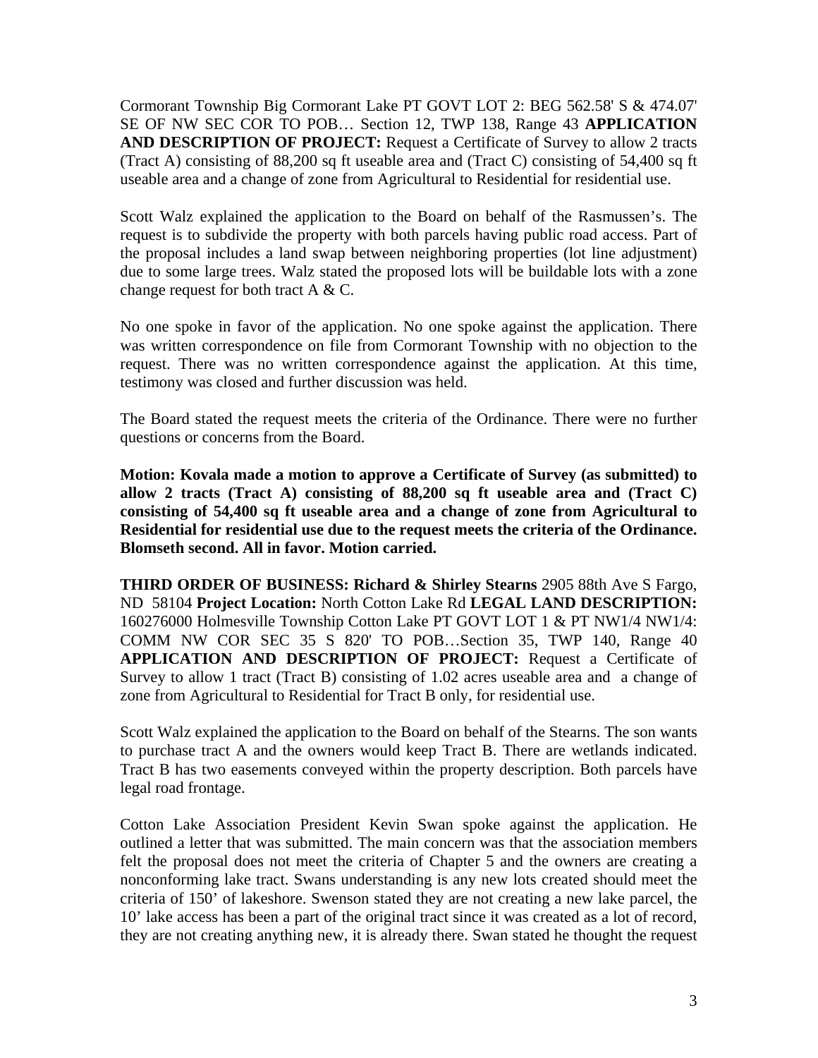Cormorant Township Big Cormorant Lake PT GOVT LOT 2: BEG 562.58' S & 474.07' SE OF NW SEC COR TO POB… Section 12, TWP 138, Range 43 **APPLICATION AND DESCRIPTION OF PROJECT:** Request a Certificate of Survey to allow 2 tracts (Tract A) consisting of 88,200 sq ft useable area and (Tract C) consisting of 54,400 sq ft useable area and a change of zone from Agricultural to Residential for residential use.

Scott Walz explained the application to the Board on behalf of the Rasmussen's. The request is to subdivide the property with both parcels having public road access. Part of the proposal includes a land swap between neighboring properties (lot line adjustment) due to some large trees. Walz stated the proposed lots will be buildable lots with a zone change request for both tract A & C.

No one spoke in favor of the application. No one spoke against the application. There was written correspondence on file from Cormorant Township with no objection to the request. There was no written correspondence against the application. At this time, testimony was closed and further discussion was held.

The Board stated the request meets the criteria of the Ordinance. There were no further questions or concerns from the Board.

**Motion: Kovala made a motion to approve a Certificate of Survey (as submitted) to allow 2 tracts (Tract A) consisting of 88,200 sq ft useable area and (Tract C) consisting of 54,400 sq ft useable area and a change of zone from Agricultural to Residential for residential use due to the request meets the criteria of the Ordinance. Blomseth second. All in favor. Motion carried.**

**THIRD ORDER OF BUSINESS: Richard & Shirley Stearns** 2905 88th Ave S Fargo, ND 58104 **Project Location:** North Cotton Lake Rd **LEGAL LAND DESCRIPTION:** 160276000 Holmesville Township Cotton Lake PT GOVT LOT 1 & PT NW1/4 NW1/4: COMM NW COR SEC 35 S 820' TO POB…Section 35, TWP 140, Range 40 **APPLICATION AND DESCRIPTION OF PROJECT:** Request a Certificate of Survey to allow 1 tract (Tract B) consisting of 1.02 acres useable area and a change of zone from Agricultural to Residential for Tract B only, for residential use.

Scott Walz explained the application to the Board on behalf of the Stearns. The son wants to purchase tract A and the owners would keep Tract B. There are wetlands indicated. Tract B has two easements conveyed within the property description. Both parcels have legal road frontage.

Cotton Lake Association President Kevin Swan spoke against the application. He outlined a letter that was submitted. The main concern was that the association members felt the proposal does not meet the criteria of Chapter 5 and the owners are creating a nonconforming lake tract. Swans understanding is any new lots created should meet the criteria of 150' of lakeshore. Swenson stated they are not creating a new lake parcel, the 10' lake access has been a part of the original tract since it was created as a lot of record, they are not creating anything new, it is already there. Swan stated he thought the request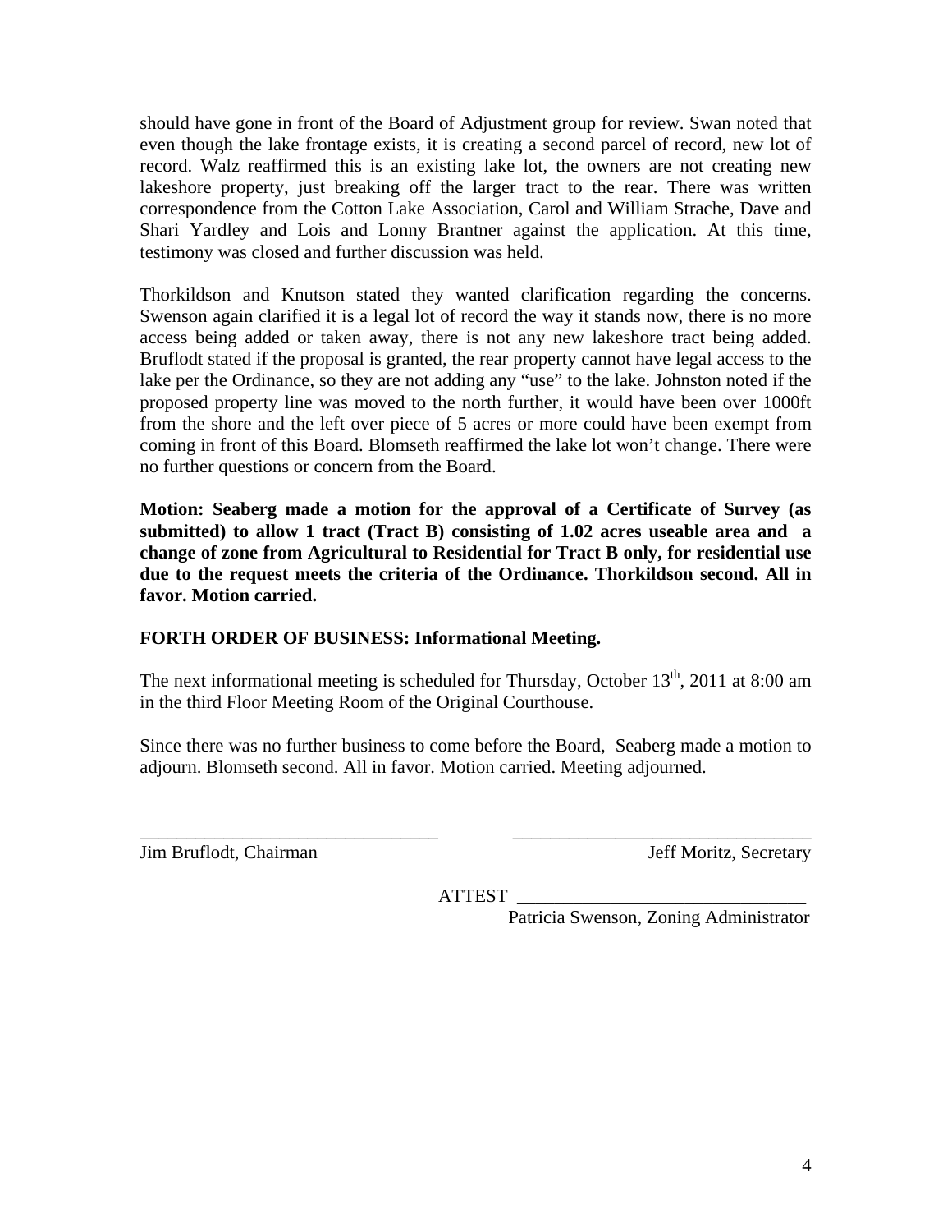should have gone in front of the Board of Adjustment group for review. Swan noted that even though the lake frontage exists, it is creating a second parcel of record, new lot of record. Walz reaffirmed this is an existing lake lot, the owners are not creating new lakeshore property, just breaking off the larger tract to the rear. There was written correspondence from the Cotton Lake Association, Carol and William Strache, Dave and Shari Yardley and Lois and Lonny Brantner against the application. At this time, testimony was closed and further discussion was held.

Thorkildson and Knutson stated they wanted clarification regarding the concerns. Swenson again clarified it is a legal lot of record the way it stands now, there is no more access being added or taken away, there is not any new lakeshore tract being added. Bruflodt stated if the proposal is granted, the rear property cannot have legal access to the lake per the Ordinance, so they are not adding any "use" to the lake. Johnston noted if the proposed property line was moved to the north further, it would have been over 1000ft from the shore and the left over piece of 5 acres or more could have been exempt from coming in front of this Board. Blomseth reaffirmed the lake lot won't change. There were no further questions or concern from the Board.

**Motion: Seaberg made a motion for the approval of a Certificate of Survey (as submitted) to allow 1 tract (Tract B) consisting of 1.02 acres useable area and a change of zone from Agricultural to Residential for Tract B only, for residential use due to the request meets the criteria of the Ordinance. Thorkildson second. All in favor. Motion carried.**

**FORTH ORDER OF BUSINESS: Informational Meeting.**

The next informational meeting is scheduled for Thursday, October 13th, 2011 at 8:00 am in the third Floor Meeting Room of the Original Courthouse.

Since there was no further business to come before the Board, Seaberg made a motion to adjourn. Blomseth second. All in favor. Motion carried. Meeting adjourned.

\_\_\_\_\_\_\_\_\_\_\_\_\_\_\_\_\_\_\_\_\_\_\_\_\_\_\_\_\_\_\_\_
Jim Bruflodt, Chairman

\_\_\_\_\_\_\_\_\_\_\_\_\_\_\_\_\_\_\_\_\_\_\_\_\_\_\_\_\_\_\_\_
Jeff Moritz, Secretary

ATTEST \_\_\_\_\_\_\_\_\_\_\_\_\_\_\_\_\_\_\_\_\_\_\_\_\_\_\_\_\_\_\_\_
Patricia Swenson, Zoning Administrator